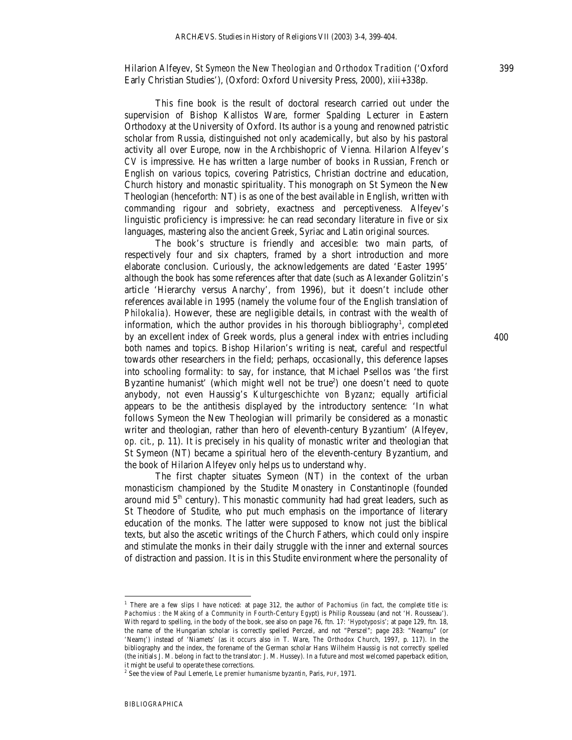Hilarion Alfeyev, *St Symeon the New Theologian and Orthodox Tradition* ('Oxford Early Christian Studies'), (Oxford: Oxford University Press, 2000), xiii+338p.

This fine book is the result of doctoral research carried out under the supervision of Bishop Kallistos Ware, former Spalding Lecturer in Eastern Orthodoxy at the University of Oxford. Its author is a young and renowned patristic scholar from Russia, distinguished not only academically, but also by his pastoral activity all over Europe, now in the Archbishopric of Vienna. Hilarion Alfeyev's CV is impressive. He has written a large number of books in Russian, French or English on various topics, covering Patristics, Christian doctrine and education, Church history and monastic spirituality. This monograph on St Symeon the New Theologian (henceforth: NT) is as one of the best available in English, written with commanding rigour and sobriety, exactness and perceptiveness. Alfeyev's linguistic proficiency is impressive: he can read secondary literature in five or six languages, mastering also the ancient Greek, Syriac and Latin original sources.

The book's structure is friendly and accesible: two main parts, of respectively four and six chapters, framed by a short introduction and more elaborate conclusion. Curiously, the acknowledgements are dated 'Easter 1995' although the book has some references after that date (such as Alexander Golitzin's article 'Hierarchy versus Anarchy', from 1996), but it doesn't include other references available in 1995 (namely the volume four of the English translation of *Philokalia*). However, these are negligible details, in contrast with the wealth of information, which the author provides in his thorough bibliography[1], completed by an excellent index of Greek words, plus a general index with entries including both names and topics. Bishop Hilarion's writing is neat, careful and respectful towards other researchers in the field; perhaps, occasionally, this deference lapses into schooling formality: to say, for instance, that Michael Psellos was 'the first Byzantine humanist' (which might well not be true[2]) one doesn't need to quote anybody, not even Haussig's *Kulturgeschichte von Byzanz*; equally artificial appears to be the antithesis displayed by the introductory sentence: 'In what follows Symeon the New Theologian will primarily be considered as a monastic writer and theologian, rather than hero of eleventh-century Byzantium' (Alfeyev, *op. cit.*, p. 11). It is precisely in his quality of monastic writer and theologian that St Symeon (NT) became a spiritual hero of the eleventh-century Byzantium, and the book of Hilarion Alfeyev only helps us to understand why.

The first chapter situates Symeon (NT) in the context of the urban monasticism championed by the Studite Monastery in Constantinople (founded around mid 5th century). This monastic community had had great leaders, such as St Theodore of Studite, who put much emphasis on the importance of literary education of the monks. The latter were supposed to know not just the biblical texts, but also the ascetic writings of the Church Fathers, which could only inspire and stimulate the monks in their daily struggle with the inner and external sources of distraction and passion. It is in this Studite environment where the personality of

---

[1] There are a few slips I have noticed: at page 312, the author of *Pachomius* (in fact, the complete title is: *Pachomius : the Making of a Community in Fourth-Century Egypt*) is Philip Rousseau (and not 'H. Rousseau'). With regard to spelling, in the body of the book, see also on page 76, ftn. 17: '*Hypotyposis*'; at page 129, ftn. 18, the name of the Hungarian scholar is correctly spelled Perczel, and not "Perszel"; page 283: "Neamțu" (or 'Neamț') instead of 'Niamets' (as it occurs also in T. Ware, *The Orthodox Church*, 1997, p. 117). In the bibliography and the index, the forename of the German scholar Hans Wilhelm Haussig is not correctly spelled (the initials J. M. belong in fact to the translator: J. M. Hussey). In a future and most welcomed paperback edition, it might be useful to operate these corrections.

[2] See the view of Paul Lemerle, *Le premier humanisme byzantin*, Paris, PUF, 1971.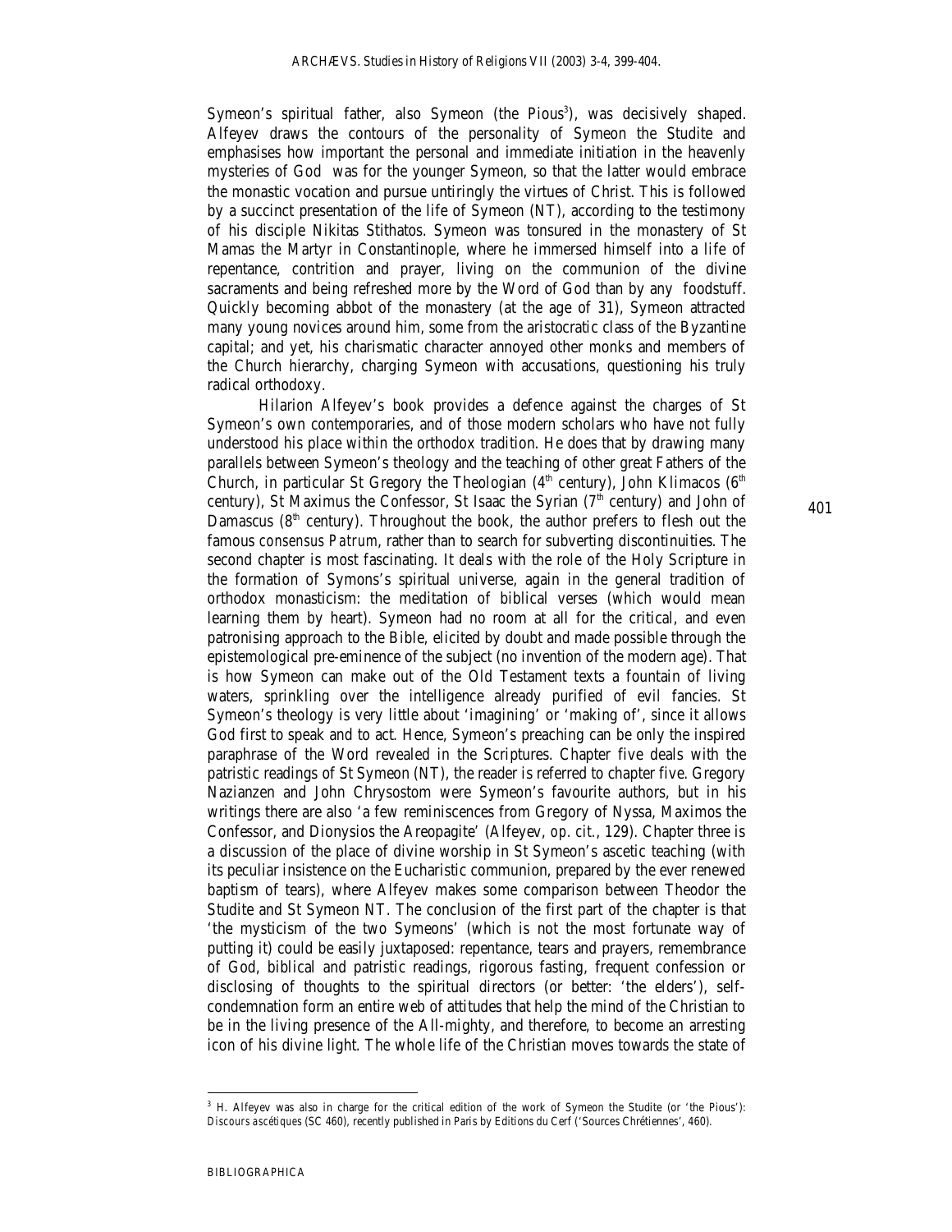Symeon's spiritual father, also Symeon (the Pious[3]), was decisively shaped. Alfeyev draws the contours of the personality of Symeon the Studite and emphasises how important the personal and immediate initiation in the heavenly mysteries of God was for the younger Symeon, so that the latter would embrace the monastic vocation and pursue untiringly the virtues of Christ. This is followed by a succinct presentation of the life of Symeon (NT), according to the testimony of his disciple Nikitas Stithatos. Symeon was tonsured in the monastery of St Mamas the Martyr in Constantinople, where he immersed himself into a life of repentance, contrition and prayer, living on the communion of the divine sacraments and being refreshed more by the Word of God than by any foodstuff. Quickly becoming abbot of the monastery (at the age of 31), Symeon attracted many young novices around him, some from the aristocratic class of the Byzantine capital; and yet, his charismatic character annoyed other monks and members of the Church hierarchy, charging Symeon with accusations, questioning his truly radical orthodoxy.

Hilarion Alfeyev's book provides a defence against the charges of St Symeon's own contemporaries, and of those modern scholars who have not fully understood his place within the orthodox tradition. He does that by drawing many parallels between Symeon's theology and the teaching of other great Fathers of the Church, in particular St Gregory the Theologian (4th century), John Klimacos (6th century), St Maximus the Confessor, St Isaac the Syrian (7th century) and John of Damascus (8th century). Throughout the book, the author prefers to flesh out the famous *consensus Patrum*, rather than to search for subverting discontinuities. The second chapter is most fascinating. It deals with the role of the Holy Scripture in the formation of Symons's spiritual universe, again in the general tradition of orthodox monasticism: the meditation of biblical verses (which would mean learning them by heart). Symeon had no room at all for the critical, and even patronising approach to the Bible, elicited by doubt and made possible through the epistemological pre-eminence of the subject (no invention of the modern age). That is how Symeon can make out of the Old Testament texts a fountain of living waters, sprinkling over the intelligence already purified of evil fancies. St Symeon's theology is very little about 'imagining' or 'making of', since it allows God first to speak and to act. Hence, Symeon's preaching can be only the inspired paraphrase of the Word revealed in the Scriptures. Chapter five deals with the patristic readings of St Symeon (NT), the reader is referred to chapter five. Gregory Nazianzen and John Chrysostom were Symeon's favourite authors, but in his writings there are also 'a few reminiscences from Gregory of Nyssa, Maximos the Confessor, and Dionysios the Areopagite' (Alfeyev, *op. cit.*, 129). Chapter three is a discussion of the place of divine worship in St Symeon's ascetic teaching (with its peculiar insistence on the Eucharistic communion, prepared by the ever renewed baptism of tears), where Alfeyev makes some comparison between Theodor the Studite and St Symeon NT. The conclusion of the first part of the chapter is that 'the mysticism of the two Symeons' (which is not the most fortunate way of putting it) could be easily juxtaposed: repentance, tears and prayers, remembrance of God, biblical and patristic readings, rigorous fasting, frequent confession or disclosing of thoughts to the spiritual directors (or better: 'the elders'), self-condemnation form an entire web of attitudes that help the mind of the Christian to be in the living presence of the All-mighty, and therefore, to become an arresting icon of his divine light. The whole life of the Christian moves towards the state of

[3] H. Alfeyev was also in charge for the critical edition of the work of Symeon the Studite (or 'the Pious'): *Discours ascétiques* (SC 460), recently published in Paris by Editions du Cerf ('Sources Chrétiennes', 460).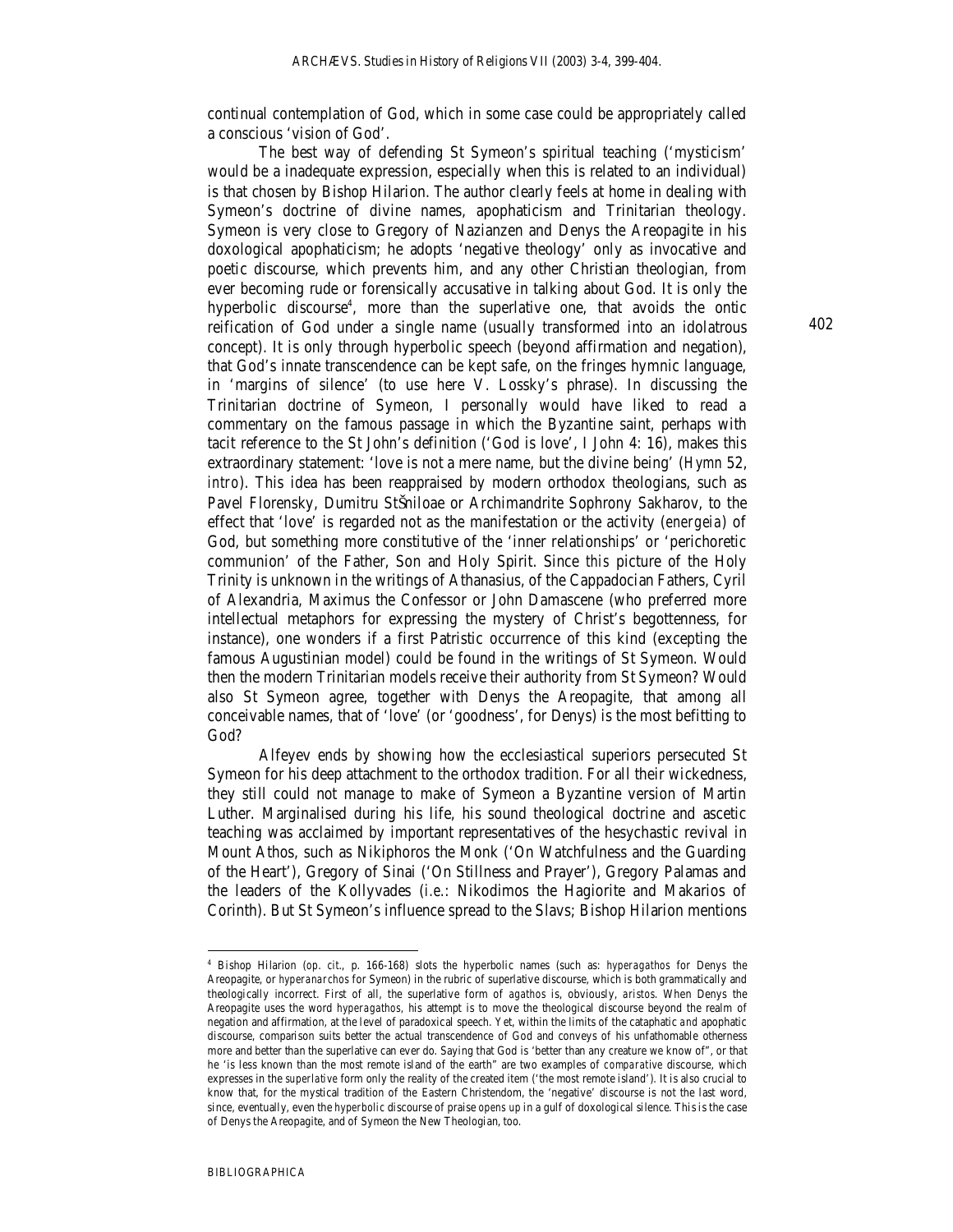continual contemplation of God, which in some case could be appropriately called a conscious 'vision of God'.

The best way of defending St Symeon's spiritual teaching ('mysticism' would be a inadequate expression, especially when this is related to an individual) is that chosen by Bishop Hilarion. The author clearly feels at home in dealing with Symeon's doctrine of divine names, apophaticism and Trinitarian theology. Symeon is very close to Gregory of Nazianzen and Denys the Areopagite in his doxological apophaticism; he adopts 'negative theology' only as invocative and poetic discourse, which prevents him, and any other Christian theologian, from ever becoming rude or forensically accusative in talking about God. It is only the hyperbolic discourse[4], more than the superlative one, that avoids the ontic reification of God under a single name (usually transformed into an idolatrous concept). It is only through hyperbolic speech (beyond affirmation and negation), that God's innate transcendence can be kept safe, on the fringes hymnic language, in 'margins of silence' (to use here V. Lossky's phrase). In discussing the Trinitarian doctrine of Symeon, I personally would have liked to read a commentary on the famous passage in which the Byzantine saint, perhaps with tacit reference to the St John's definition ('God is love', I John 4: 16), makes this extraordinary statement: 'love is not a mere name, but the divine being' (*Hymn* 52, *intro*). This idea has been reappraised by modern orthodox theologians, such as Pavel Florensky, Dumitru StŠniloae or Archimandrite Sophrony Sakharov, to the effect that 'love' is regarded not as the manifestation or the activity (*energeia*) of God, but something more constitutive of the 'inner relationships' or 'perichoretic communion' of the Father, Son and Holy Spirit. Since *this* picture of the Holy Trinity is unknown in the writings of Athanasius, of the Cappadocian Fathers, Cyril of Alexandria, Maximus the Confessor or John Damascene (who preferred more intellectual metaphors for expressing the mystery of Christ's begottenness, for instance), one wonders if a first Patristic occurrence of this kind (excepting the famous Augustinian model) could be found in the writings of St Symeon. Would then the modern Trinitarian models receive their authority from St Symeon? Would also St Symeon agree, together with Denys the Areopagite, that among all conceivable names, that of 'love' (or 'goodness', for Denys) is the most befitting to God?

Alfeyev ends by showing how the ecclesiastical superiors persecuted St Symeon for his deep attachment to the orthodox tradition. For all their wickedness, they still could not manage to make of Symeon a Byzantine version of Martin Luther. Marginalised during his life, his sound theological doctrine and ascetic teaching was acclaimed by important representatives of the hesychastic revival in Mount Athos, such as Nikiphoros the Monk ('On Watchfulness and the Guarding of the Heart'), Gregory of Sinai ('On Stillness and Prayer'), Gregory Palamas and the leaders of the Kollyvades (i.e.: Nikodimos the Hagiorite and Makarios of Corinth). But St Symeon's influence spread to the Slavs; Bishop Hilarion mentions

---

[4] Bishop Hilarion (*op. cit.*, p. 166-168) slots the hyperbolic names (such as: *hyperagathos* for Denys the Areopagite, or *hyperanarchos* for Symeon) in the rubric of superlative discourse, which is both grammatically and theologically incorrect. First of all, the superlative form of *agathos* is, obviously, *aristos*. When Denys the Areopagite uses the word *hyperagathos*, his attempt is to move the theological discourse beyond the realm of negation and affirmation, at the level of paradoxical speech. Yet, within the limits of the cataphatic *and* apophatic discourse, comparison suits better the actual transcendence of God and conveys of his unfathomable otherness more and better than the superlative can ever do. Saying that God is 'better than any creature we know of", or that he 'is less known than the most remote island of the earth" are two examples of *comparative* discourse, which expresses in the *superlative* form only the reality of the created item ('the most remote island'). It is also crucial to know that, for the mystical tradition of the Eastern Christendom, the 'negative' discourse is not the last word, since, eventually, even the *hyperbolic* discourse of praise *opens up* in a gulf of doxological silence. This is the case of Denys the Areopagite, and of Symeon the New Theologian, too.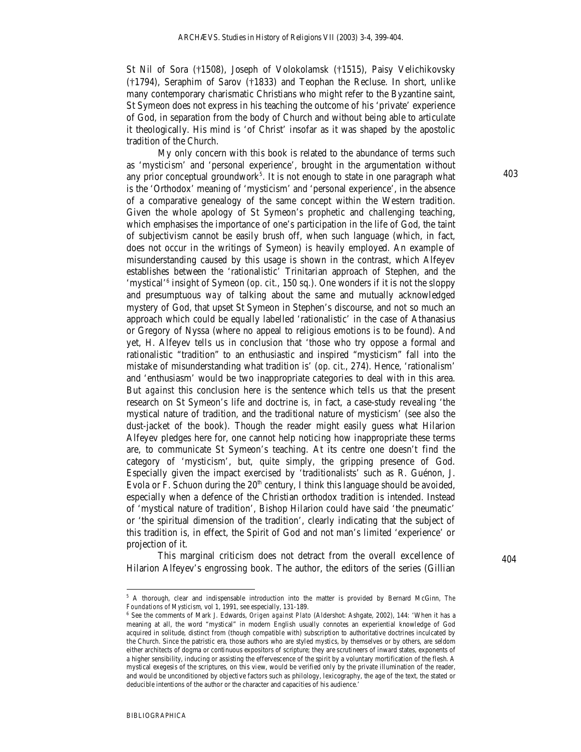St Nil of Sora (†1508), Joseph of Volokolamsk (†1515), Paisy Velichikovsky (†1794), Seraphim of Sarov (†1833) and Teophan the Recluse. In short, unlike many contemporary charismatic Christians who might refer to the Byzantine saint, St Symeon does not express in his teaching the outcome of his 'private' experience of God, in separation from the body of Church and without being able to articulate it theologically. His mind is 'of Christ' insofar as it was shaped by the apostolic tradition of the Church.

My only concern with this book is related to the abundance of terms such as 'mysticism' and 'personal experience', brought in the argumentation without any prior conceptual groundwork[5]. It is not enough to state in one paragraph what is the 'Orthodox' meaning of 'mysticism' and 'personal experience', in the absence of a comparative genealogy of the same concept within the Western tradition. Given the whole apology of St Symeon's prophetic and challenging teaching, which emphasises the importance of one's participation in the life of God, the taint of subjectivism cannot be easily brush off, when such language (which, in fact, does not occur in the writings of Symeon) is heavily employed. An example of misunderstanding caused by this usage is shown in the contrast, which Alfeyev establishes between the 'rationalistic' Trinitarian approach of Stephen, and the 'mystical'[6] insight of Symeon (*op. cit.*, 150 sq.). One wonders if it is not the sloppy and presumptuous *way* of talking about the same and mutually acknowledged mystery of God, that upset St Symeon in Stephen's discourse, and not so much an approach which could be equally labelled 'rationalistic' in the case of Athanasius or Gregory of Nyssa (where no appeal to religious emotions is to be found). And yet, H. Alfeyev tells us in conclusion that 'those who try oppose a formal and rationalistic "tradition" to an enthusiastic and inspired "mysticism" fall into the mistake of misunderstanding what tradition is' (*op. cit.*, 274). Hence, 'rationalism' and 'enthusiasm' would be two inappropriate categories to deal with in this area. But *against* this conclusion here is the sentence which tells us that the present research on St Symeon's life and doctrine is, in fact, a case-study revealing 'the mystical nature of tradition, and the traditional nature of mysticism' (see also the dust-jacket of the book). Though the reader might easily guess what Hilarion Alfeyev pledges here for, one cannot help noticing how inappropriate these terms are, to communicate St Symeon's teaching. At its centre one doesn't find the category of 'mysticism', but, quite simply, the gripping presence of God. Especially given the impact exercised by 'traditionalists' such as R. Guénon, J. Evola or F. Schuon during the 20th century, I think this language should be avoided, especially when a defence of the Christian orthodox tradition is intended. Instead of 'mystical nature of tradition', Bishop Hilarion could have said 'the pneumatic' or 'the spiritual dimension of the tradition', clearly indicating that the subject of this tradition is, in effect, the Spirit of God and not man's limited 'experience' or projection of it.

This marginal criticism does not detract from the overall excellence of Hilarion Alfeyev's engrossing book. The author, the editors of the series (Gillian

---

[5] A thorough, clear and indispensable introduction into the matter is provided by Bernard McGinn, *The Foundations of Mysticism*, vol 1, 1991, see especially, 131-189.

[6] See the comments of Mark J. Edwards, *Origen against Plato* (Aldershot: Ashgate, 2002), 144: 'When it has a meaning at all, the word "mystical" in modern English usually connotes an experiential knowledge of God acquired in solitude, distinct from (though compatible with) subscription to authoritative doctrines inculcated by the Church. Since the patristic era, those authors who are styled mystics, by themselves or by others, are seldom either architects of dogma or continuous expositors of scripture; they are scrutineers of inward states, exponents of a higher sensibility, inducing or assisting the effervescence of the spirit by a voluntary mortification of the flesh. A mystical exegesis of the scriptures, on this view, would be verified only by the private illumination of the reader, and would be unconditioned by objective factors such as philology, lexicography, the age of the text, the stated or deducible intentions of the author or the character and capacities of his audience.'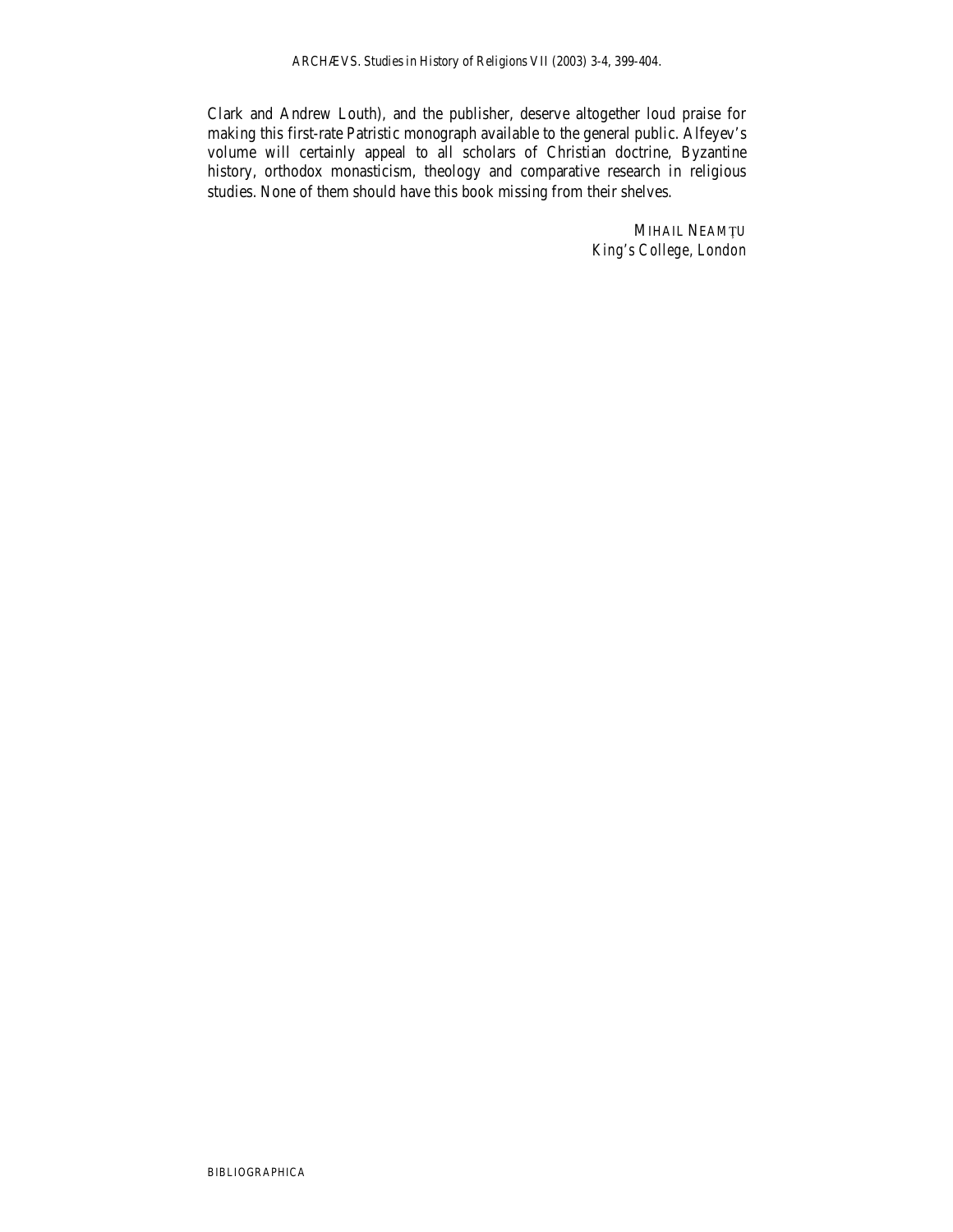Clark and Andrew Louth), and the publisher, deserve altogether loud praise for making this first-rate Patristic monograph available to the general public. Alfeyev's volume will certainly appeal to all scholars of Christian doctrine, Byzantine history, orthodox monasticism, theology and comparative research in religious studies. None of them should have this book missing from their shelves.

MIHAIL NEAMȚU
*King's College, London*